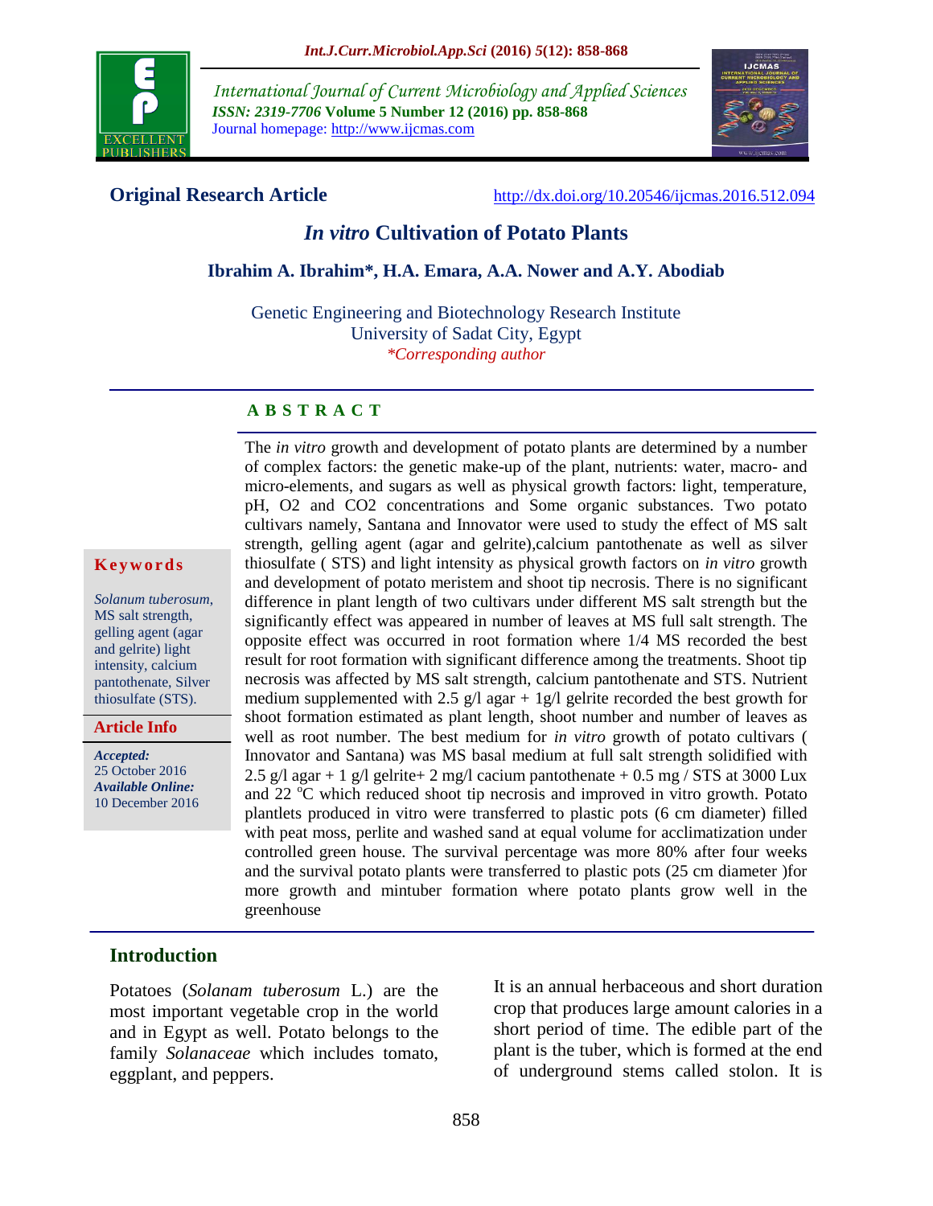International Journal of Current Microbiology and Applied Sciences
*ISSN: 2319-7706* **Volume 5 Number 12 (2016) pp. 858-868**
Journal homepage: http://www.ijcmas.com

**Original Research Article** http://dx.doi.org/10.20546/ijcmas.2016.512.094

# *In vitro* Cultivation of Potato Plants

**Ibrahim A. Ibrahim\*, H.A. Emara, A.A. Nower and A.Y. Abodiab**

Genetic Engineering and Biotechnology Research Institute
University of Sadat City, Egypt
*\*Corresponding author*

**Keywords**

*Solanum tuberosum*, MS salt strength, gelling agent (agar and gelrite) light intensity, calcium pantothenate, Silver thiosulfate (STS).

**Article Info**

***Accepted:*** 25 October 2016
***Available Online:*** 10 December 2016

## A B S T R A C T

The *in vitro* growth and development of potato plants are determined by a number of complex factors: the genetic make-up of the plant, nutrients: water, macro- and micro-elements, and sugars as well as physical growth factors: light, temperature, pH, O2 and CO2 concentrations and Some organic substances. Two potato cultivars namely, Santana and Innovator were used to study the effect of MS salt strength, gelling agent (agar and gelrite),calcium pantothenate as well as silver thiosulfate ( STS) and light intensity as physical growth factors on *in vitro* growth and development of potato meristem and shoot tip necrosis. There is no significant difference in plant length of two cultivars under different MS salt strength but the significantly effect was appeared in number of leaves at MS full salt strength. The opposite effect was occurred in root formation where 1/4 MS recorded the best result for root formation with significant difference among the treatments. Shoot tip necrosis was affected by MS salt strength, calcium pantothenate and STS. Nutrient medium supplemented with 2.5 g/l agar + 1g/l gelrite recorded the best growth for shoot formation estimated as plant length, shoot number and number of leaves as well as root number. The best medium for *in vitro* growth of potato cultivars ( Innovator and Santana) was MS basal medium at full salt strength solidified with 2.5 g/l agar + 1 g/l gelrite+ 2 mg/l cacium pantothenate + 0.5 mg / STS at 3000 Lux and 22 $^{o}$C which reduced shoot tip necrosis and improved in vitro growth. Potato plantlets produced in vitro were transferred to plastic pots (6 cm diameter) filled with peat moss, perlite and washed sand at equal volume for acclimatization under controlled green house. The survival percentage was more 80% after four weeks and the survival potato plants were transferred to plastic pots (25 cm diameter )for more growth and mintuber formation where potato plants grow well in the greenhouse

## Introduction

Potatoes (*Solanam tuberosum* L.) are the most important vegetable crop in the world and in Egypt as well. Potato belongs to the family *Solanaceae* which includes tomato, eggplant, and peppers.

It is an annual herbaceous and short duration crop that produces large amount calories in a short period of time. The edible part of the plant is the tuber, which is formed at the end of underground stems called stolon. It is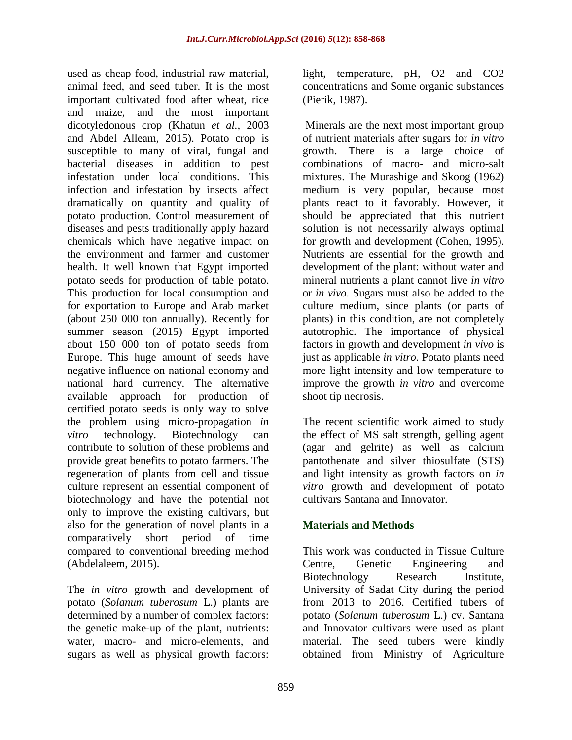used as cheap food, industrial raw material, animal feed, and seed tuber. It is the most important cultivated food after wheat, rice and maize, and the most important dicotyledonous crop (Khatun *et al.*, 2003 and Abdel Alleam, 2015). Potato crop is susceptible to many of viral, fungal and bacterial diseases in addition to pest infestation under local conditions. This infection and infestation by insects affect dramatically on quantity and quality of potato production. Control measurement of diseases and pests traditionally apply hazard chemicals which have negative impact on the environment and farmer and customer health. It well known that Egypt imported potato seeds for production of table potato. This production for local consumption and for exportation to Europe and Arab market (about 250 000 ton annually). Recently for summer season (2015) Egypt imported about 150 000 ton of potato seeds from Europe. This huge amount of seeds have negative influence on national economy and national hard currency. The alternative available approach for production of certified potato seeds is only way to solve the problem using micro-propagation *in vitro* technology. Biotechnology can contribute to solution of these problems and provide great benefits to potato farmers. The regeneration of plants from cell and tissue culture represent an essential component of biotechnology and have the potential not only to improve the existing cultivars, but also for the generation of novel plants in a comparatively short period of time compared to conventional breeding method (Abdelaleem, 2015).

The *in vitro* growth and development of potato (*Solanum tuberosum* L.) plants are determined by a number of complex factors: the genetic make-up of the plant, nutrients: water, macro- and micro-elements, and sugars as well as physical growth factors: light, temperature, pH, $O_2$ and $CO_2$ concentrations and Some organic substances (Pierik, 1987).

Minerals are the next most important group of nutrient materials after sugars for *in vitro* growth. There is a large choice of combinations of macro- and micro-salt mixtures. The Murashige and Skoog (1962) medium is very popular, because most plants react to it favorably. However, it should be appreciated that this nutrient solution is not necessarily always optimal for growth and development (Cohen, 1995). Nutrients are essential for the growth and development of the plant: without water and mineral nutrients a plant cannot live *in vitro* or *in vivo*. Sugars must also be added to the culture medium, since plants (or parts of plants) in this condition, are not completely autotrophic. The importance of physical factors in growth and development *in vivo* is just as applicable *in vitro*. Potato plants need more light intensity and low temperature to improve the growth *in vitro* and overcome shoot tip necrosis.

The recent scientific work aimed to study the effect of MS salt strength, gelling agent (agar and gelrite) as well as calcium pantothenate and silver thiosulfate (STS) and light intensity as growth factors on *in vitro* growth and development of potato cultivars Santana and Innovator.

## Materials and Methods

This work was conducted in Tissue Culture Centre, Genetic Engineering and Biotechnology Research Institute, University of Sadat City during the period from 2013 to 2016. Certified tubers of potato (*Solanum tuberosum* L.) cv. Santana and Innovator cultivars were used as plant material. The seed tubers were kindly obtained from Ministry of Agriculture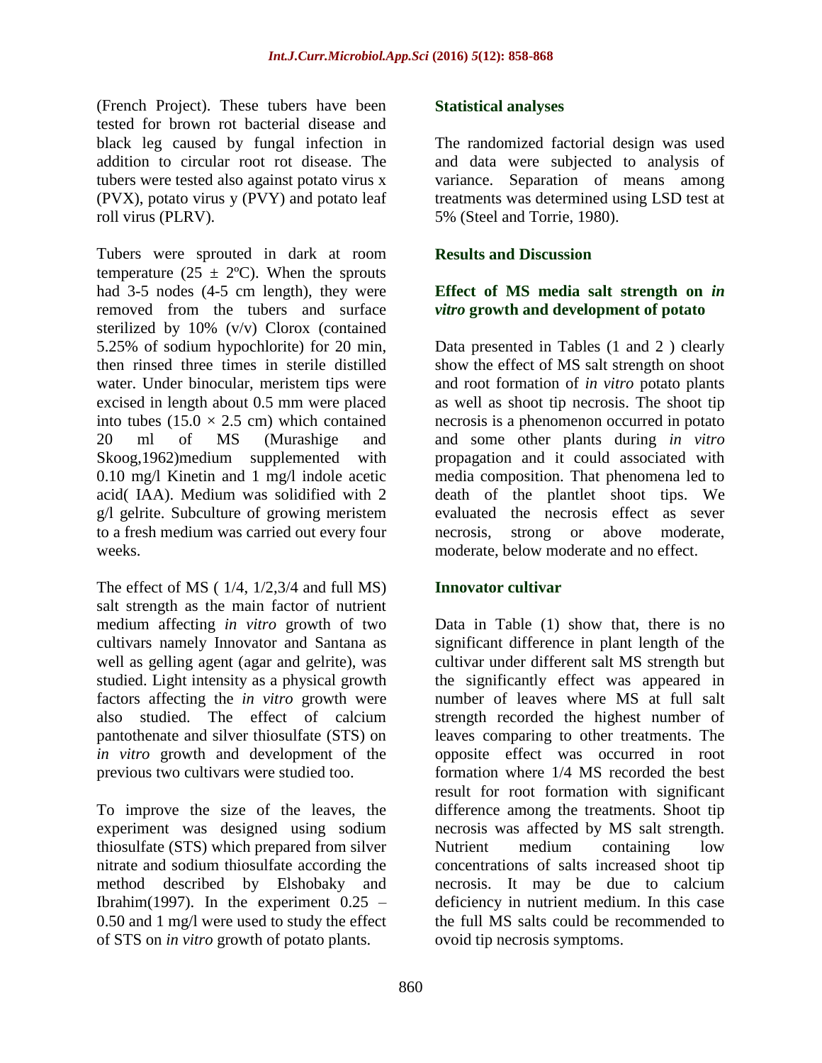(French Project). These tubers have been tested for brown rot bacterial disease and black leg caused by fungal infection in addition to circular root rot disease. The tubers were tested also against potato virus x (PVX), potato virus y (PVY) and potato leaf roll virus (PLRV).

Tubers were sprouted in dark at room temperature (25 ± 2ºC). When the sprouts had 3-5 nodes (4-5 cm length), they were removed from the tubers and surface sterilized by 10% (v/v) Clorox (contained 5.25% of sodium hypochlorite) for 20 min, then rinsed three times in sterile distilled water. Under binocular, meristem tips were excised in length about 0.5 mm were placed into tubes (15.0 × 2.5 cm) which contained 20 ml of MS (Murashige and Skoog,1962)medium supplemented with 0.10 mg/l Kinetin and 1 mg/l indole acetic acid( IAA). Medium was solidified with 2 g/l gelrite. Subculture of growing meristem to a fresh medium was carried out every four weeks.

The effect of MS ( 1/4, 1/2,3/4 and full MS) salt strength as the main factor of nutrient medium affecting *in vitro* growth of two cultivars namely Innovator and Santana as well as gelling agent (agar and gelrite), was studied. Light intensity as a physical growth factors affecting the *in vitro* growth were also studied. The effect of calcium pantothenate and silver thiosulfate (STS) on *in vitro* growth and development of the previous two cultivars were studied too.

To improve the size of the leaves, the experiment was designed using sodium thiosulfate (STS) which prepared from silver nitrate and sodium thiosulfate according the method described by Elshobaky and Ibrahim(1997). In the experiment 0.25 – 0.50 and 1 mg/l were used to study the effect of STS on *in vitro* growth of potato plants.

## Statistical analyses

The randomized factorial design was used and data were subjected to analysis of variance. Separation of means among treatments was determined using LSD test at 5% (Steel and Torrie, 1980).

## Results and Discussion

### Effect of MS media salt strength on *in vitro* growth and development of potato

Data presented in Tables (1 and 2 ) clearly show the effect of MS salt strength on shoot and root formation of *in vitro* potato plants as well as shoot tip necrosis. The shoot tip necrosis is a phenomenon occurred in potato and some other plants during *in vitro* propagation and it could associated with media composition. That phenomena led to death of the plantlet shoot tips. We evaluated the necrosis effect as sever necrosis, strong or above moderate, moderate, below moderate and no effect.

### Innovator cultivar

Data in Table (1) show that, there is no significant difference in plant length of the cultivar under different salt MS strength but the significantly effect was appeared in number of leaves where MS at full salt strength recorded the highest number of leaves comparing to other treatments. The opposite effect was occurred in root formation where 1/4 MS recorded the best result for root formation with significant difference among the treatments. Shoot tip necrosis was affected by MS salt strength. Nutrient medium containing low concentrations of salts increased shoot tip necrosis. It may be due to calcium deficiency in nutrient medium. In this case the full MS salts could be recommended to ovoid tip necrosis symptoms.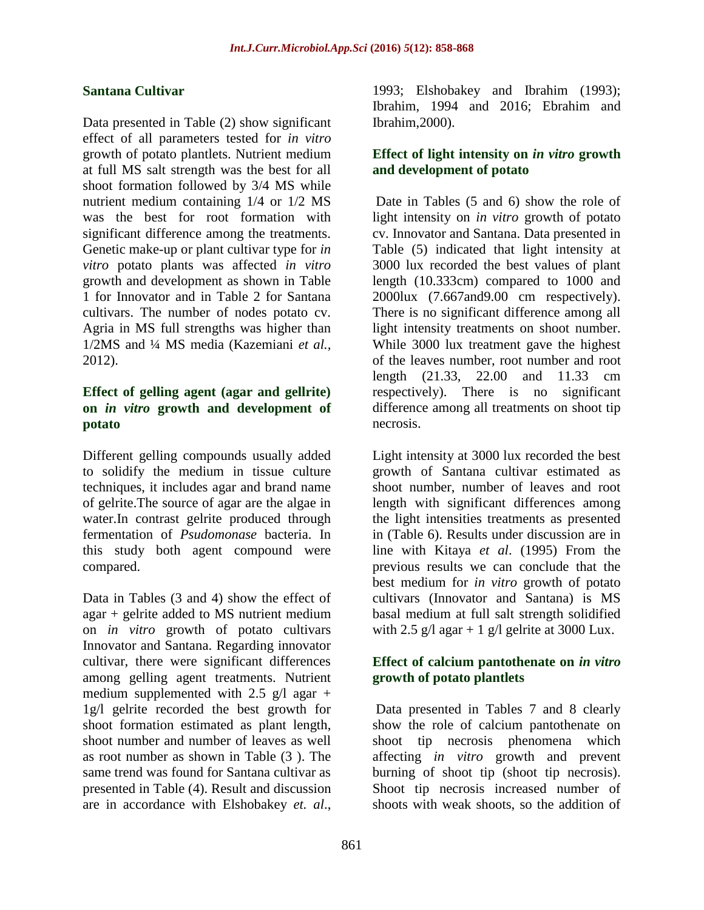**Santana Cultivar**

Data presented in Table (2) show significant effect of all parameters tested for *in vitro* growth of potato plantlets. Nutrient medium at full MS salt strength was the best for all shoot formation followed by 3/4 MS while nutrient medium containing 1/4 or 1/2 MS was the best for root formation with significant difference among the treatments. Genetic make-up or plant cultivar type for *in vitro* potato plants was affected *in vitro* growth and development as shown in Table 1 for Innovator and in Table 2 for Santana cultivars. The number of nodes potato cv. Agria in MS full strengths was higher than 1/2MS and ¼ MS media (Kazemiani *et al.*, 2012).

**Effect of gelling agent (agar and gellrite) on *in vitro* growth and development of potato**

Different gelling compounds usually added to solidify the medium in tissue culture techniques, it includes agar and brand name of gelrite.The source of agar are the algae in water.In contrast gelrite produced through fermentation of *Psudomonase* bacteria. In this study both agent compound were compared.

Data in Tables (3 and 4) show the effect of agar + gelrite added to MS nutrient medium on *in vitro* growth of potato cultivars Innovator and Santana. Regarding innovator cultivar, there were significant differences among gelling agent treatments. Nutrient medium supplemented with 2.5 g/l agar + 1g/l gelrite recorded the best growth for shoot formation estimated as plant length, shoot number and number of leaves as well as root number as shown in Table (3 ). The same trend was found for Santana cultivar as presented in Table (4). Result and discussion are in accordance with Elshobakey *et. al*., 1993; Elshobakey and Ibrahim (1993); Ibrahim, 1994 and 2016; Ebrahim and Ibrahim,2000).

**Effect of light intensity on *in vitro* growth and development of potato**

Date in Tables (5 and 6) show the role of light intensity on *in vitro* growth of potato cv. Innovator and Santana. Data presented in Table (5) indicated that light intensity at 3000 lux recorded the best values of plant length (10.333cm) compared to 1000 and 2000lux (7.667and9.00 cm respectively). There is no significant difference among all light intensity treatments on shoot number. While 3000 lux treatment gave the highest of the leaves number, root number and root length (21.33, 22.00 and 11.33 cm respectively). There is no significant difference among all treatments on shoot tip necrosis.

Light intensity at 3000 lux recorded the best growth of Santana cultivar estimated as shoot number, number of leaves and root length with significant differences among the light intensities treatments as presented in (Table 6). Results under discussion are in line with Kitaya *et al*. (1995) From the previous results we can conclude that the best medium for *in vitro* growth of potato cultivars (Innovator and Santana) is MS basal medium at full salt strength solidified with 2.5 g/l agar + 1 g/l gelrite at 3000 Lux.

**Effect of calcium pantothenate on *in vitro* growth of potato plantlets**

Data presented in Tables 7 and 8 clearly show the role of calcium pantothenate on shoot tip necrosis phenomena which affecting *in vitro* growth and prevent burning of shoot tip (shoot tip necrosis). Shoot tip necrosis increased number of shoots with weak shoots, so the addition of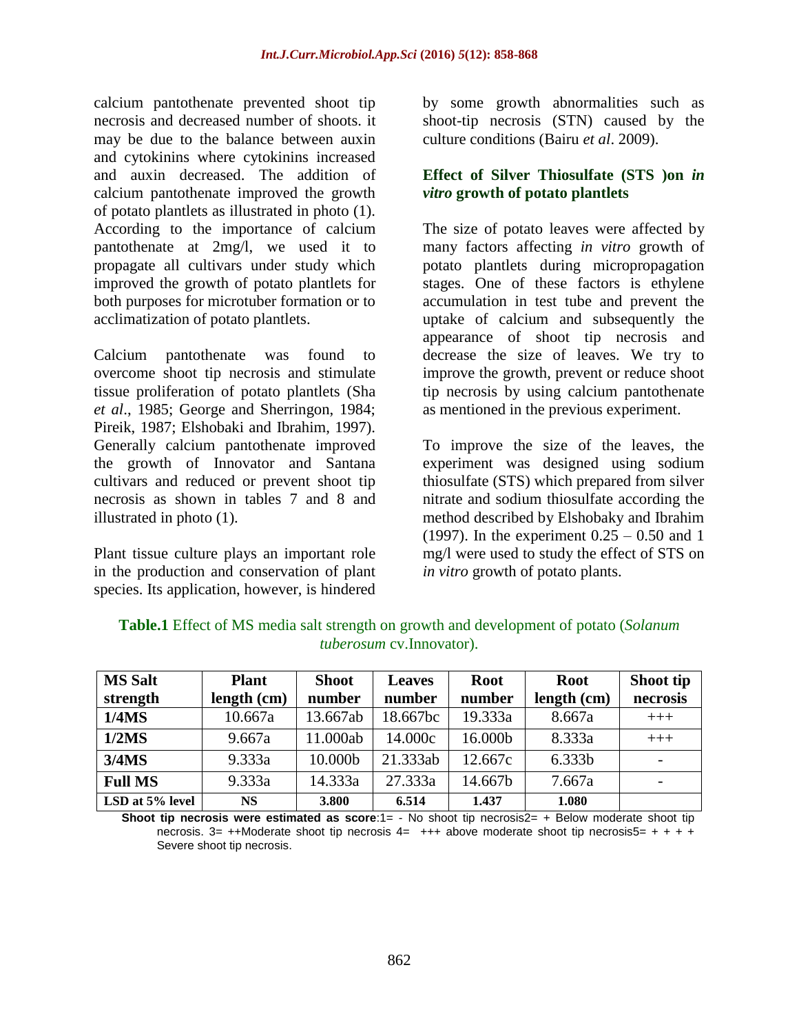calcium pantothenate prevented shoot tip necrosis and decreased number of shoots. it may be due to the balance between auxin and cytokinins where cytokinins increased and auxin decreased. The addition of calcium pantothenate improved the growth of potato plantlets as illustrated in photo (1). According to the importance of calcium pantothenate at 2mg/l, we used it to propagate all cultivars under study which improved the growth of potato plantlets for both purposes for microtuber formation or to acclimatization of potato plantlets.

Calcium pantothenate was found to overcome shoot tip necrosis and stimulate tissue proliferation of potato plantlets (Sha *et al*., 1985; George and Sherringon, 1984; Pireik, 1987; Elshobaki and Ibrahim, 1997). Generally calcium pantothenate improved the growth of Innovator and Santana cultivars and reduced or prevent shoot tip necrosis as shown in tables 7 and 8 and illustrated in photo (1).

Plant tissue culture plays an important role in the production and conservation of plant species. Its application, however, is hindered by some growth abnormalities such as shoot-tip necrosis (STN) caused by the culture conditions (Bairu *et al*. 2009).

### Effect of Silver Thiosulfate (STS )on *in vitro* growth of potato plantlets

The size of potato leaves were affected by many factors affecting *in vitro* growth of potato plantlets during micropropagation stages. One of these factors is ethylene accumulation in test tube and prevent the uptake of calcium and subsequently the appearance of shoot tip necrosis and decrease the size of leaves. We try to improve the growth, prevent or reduce shoot tip necrosis by using calcium pantothenate as mentioned in the previous experiment.

To improve the size of the leaves, the experiment was designed using sodium thiosulfate (STS) which prepared from silver nitrate and sodium thiosulfate according the method described by Elshobaky and Ibrahim (1997). In the experiment 0.25 – 0.50 and 1 mg/l were used to study the effect of STS on *in vitro* growth of potato plants.

**Table.1** Effect of MS media salt strength on growth and development of potato (*Solanum tuberosum* cv.Innovator).

| MS Salt strength | Plant length (cm) | Shoot number | Leaves number | Root number | Root length (cm) | Shoot tip necrosis |
|---|---|---|---|---|---|---|
| **1/4MS** | 10.667a | 13.667ab | 18.667bc | 19.333a | 8.667a | +++ |
| **1/2MS** | 9.667a | 11.000ab | 14.000c | 16.000b | 8.333a | +++ |
| **3/4MS** | 9.333a | 10.000b | 21.333ab | 12.667c | 6.333b | - |
| **Full MS** | 9.333a | 14.333a | 27.333a | 14.667b | 7.667a | - |
| **LSD at 5% level** | **NS** | **3.800** | **6.514** | **1.437** | **1.080** | |

**Shoot tip necrosis were estimated as score**:1= - No shoot tip necrosis2= + Below moderate shoot tip necrosis. 3= ++Moderate shoot tip necrosis 4= +++ above moderate shoot tip necrosis5= + + + + Severe shoot tip necrosis.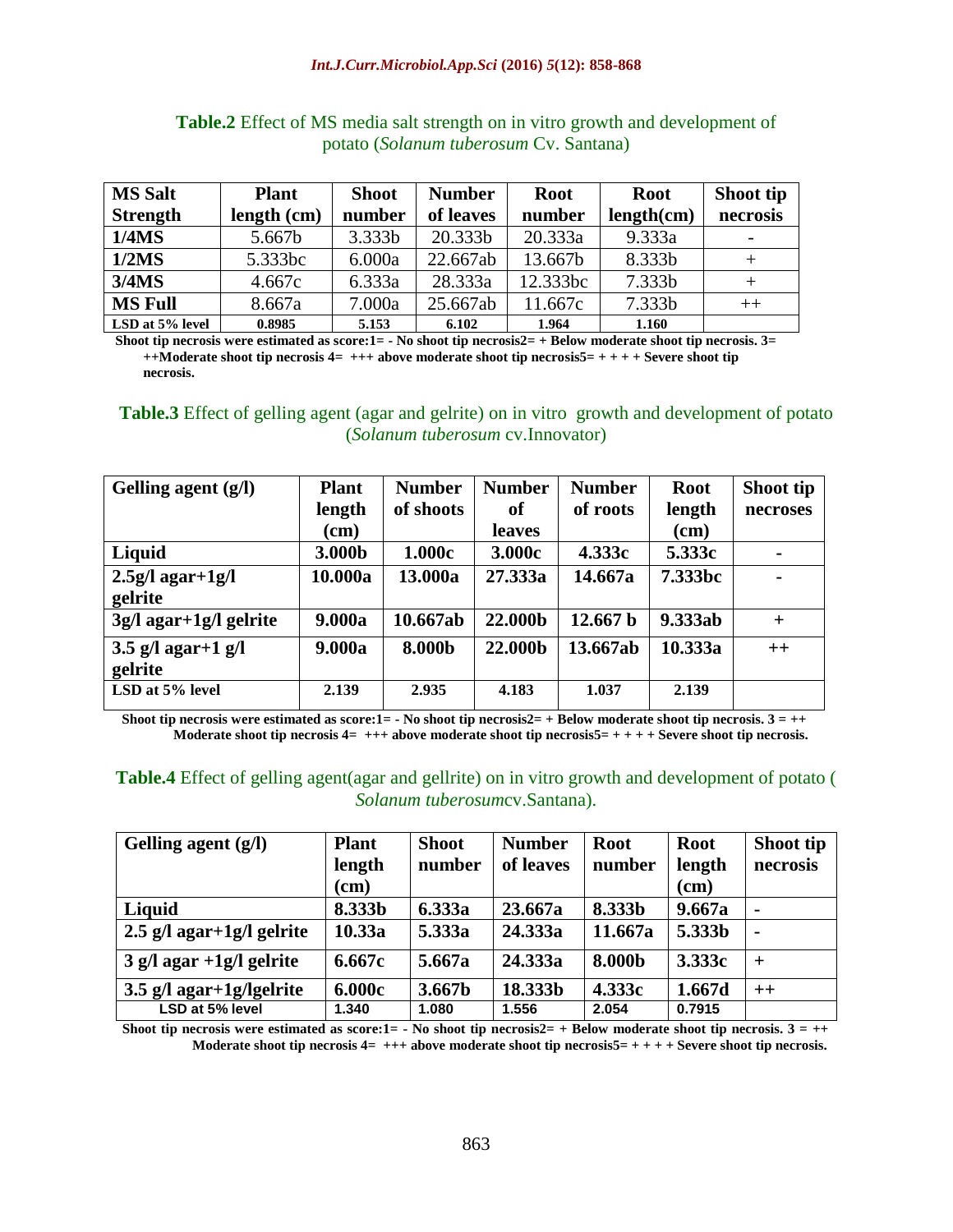**Table.2** Effect of MS media salt strength on in vitro growth and development of potato (*Solanum tuberosum* Cv. Santana)

| MS Salt Strength | Plant length (cm) | Shoot number | Number of leaves | Root number | Root length(cm) | Shoot tip necrosis |
|---|---|---|---|---|---|---|
| **1/4MS** | 5.667b | 3.333b | 20.333b | 20.333a | 9.333a | - |
| **1/2MS** | 5.333bc | 6.000a | 22.667ab | 13.667b | 8.333b | + |
| **3/4MS** | 4.667c | 6.333a | 28.333a | 12.333bc | 7.333b | + |
| **MS Full** | 8.667a | 7.000a | 25.667ab | 11.667c | 7.333b | ++ |
| **LSD at 5% level** | 0.8985 | 5.153 | 6.102 | 1.964 | 1.160 | |

**Shoot tip necrosis were estimated as score:1= - No shoot tip necrosis2= + Below moderate shoot tip necrosis. 3= ++Moderate shoot tip necrosis 4= +++ above moderate shoot tip necrosis5= + + + + Severe shoot tip necrosis.**

**Table.3** Effect of gelling agent (agar and gelrite) on in vitro growth and development of potato (*Solanum tuberosum* cv.Innovator)

| Gelling agent (g/l) | Plant length (cm) | Number of shoots | Number of leaves | Number of roots | Root length (cm) | Shoot tip necroses |
|---|---|---|---|---|---|---|
| **Liquid** | **3.000b** | **1.000c** | **3.000c** | **4.333c** | **5.333c** | - |
| **2.5g/l agar+1g/l gelrite** | **10.000a** | **13.000a** | **27.333a** | **14.667a** | **7.333bc** | - |
| **3g/l agar+1g/l gelrite** | **9.000a** | **10.667ab** | **22.000b** | **12.667 b** | **9.333ab** | + |
| **3.5 g/l agar+1 g/l gelrite** | **9.000a** | **8.000b** | **22.000b** | **13.667ab** | **10.333a** | ++ |
| **LSD at 5% level** | **2.139** | **2.935** | **4.183** | **1.037** | **2.139** | |

**Shoot tip necrosis were estimated as score:1= - No shoot tip necrosis2= + Below moderate shoot tip necrosis. 3 = ++ Moderate shoot tip necrosis 4= +++ above moderate shoot tip necrosis5= + + + + Severe shoot tip necrosis.**

**Table.4** Effect of gelling agent(agar and gellrite) on in vitro growth and development of potato ( *Solanum tuberosum*cv.Santana).

| Gelling agent (g/l) | Plant length (cm) | Shoot number | Number of leaves | Root number | Root length (cm) | Shoot tip necrosis |
|---|---|---|---|---|---|---|
| **Liquid** | **8.333b** | **6.333a** | **23.667a** | **8.333b** | **9.667a** | - |
| **2.5 g/l agar+1g/l gelrite** | **10.33a** | **5.333a** | **24.333a** | **11.667a** | **5.333b** | - |
| **3 g/l agar +1g/l gelrite** | **6.667c** | **5.667a** | **24.333a** | **8.000b** | **3.333c** | + |
| **3.5 g/l agar+1g/lgelrite** | **6.000c** | **3.667b** | **18.333b** | **4.333c** | **1.667d** | ++ |
| **LSD at 5% level** | **1.340** | **1.080** | **1.556** | **2.054** | **0.7915** | |

**Shoot tip necrosis were estimated as score:1= - No shoot tip necrosis2= + Below moderate shoot tip necrosis. 3 = ++ Moderate shoot tip necrosis 4= +++ above moderate shoot tip necrosis5= + + + + Severe shoot tip necrosis.**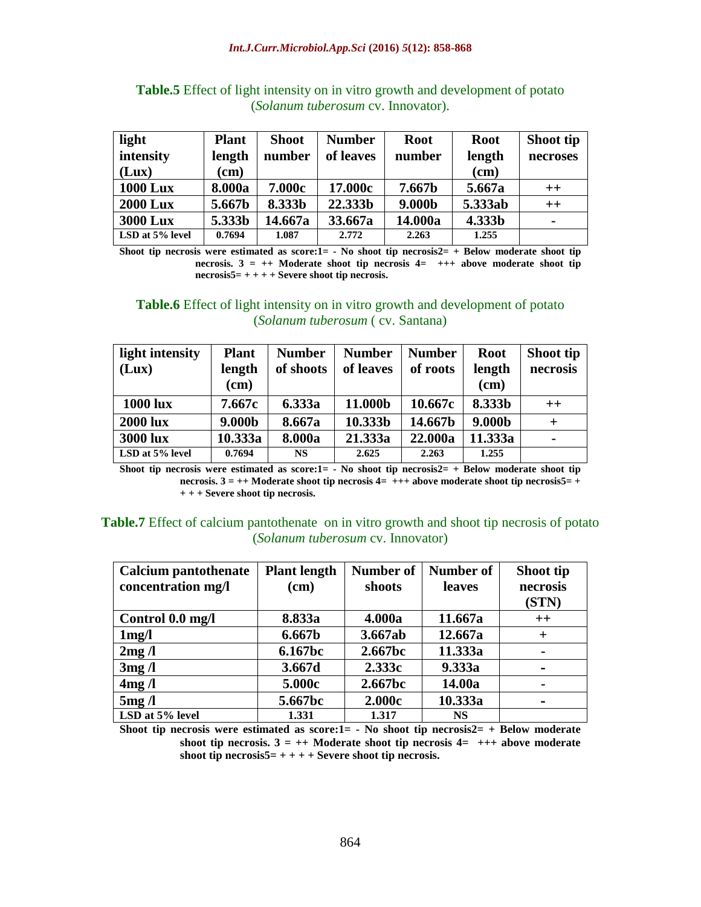**Table.5** Effect of light intensity on in vitro growth and development of potato (*Solanum tuberosum* cv. Innovator).

| light intensity (Lux) | Plant length (cm) | Shoot number | Number of leaves | Root number | Root length (cm) | Shoot tip necroses |
|---|---|---|---|---|---|---|
| 1000 Lux | 8.000a | 7.000c | 17.000c | 7.667b | 5.667a | ++ |
| 2000 Lux | 5.667b | 8.333b | 22.333b | 9.000b | 5.333ab | ++ |
| 3000 Lux | 5.333b | 14.667a | 33.667a | 14.000a | 4.333b | - |
| LSD at 5% level | 0.7694 | 1.087 | 2.772 | 2.263 | 1.255 | |

**Shoot tip necrosis were estimated as score:1= - No shoot tip necrosis2= + Below moderate shoot tip necrosis. 3 = ++ Moderate shoot tip necrosis 4= +++ above moderate shoot tip necrosis5= + + + + Severe shoot tip necrosis.**

**Table.6** Effect of light intensity on in vitro growth and development of potato (*Solanum tuberosum* ( cv. Santana)

| light intensity (Lux) | Plant length (cm) | Number of shoots | Number of leaves | Number of roots | Root length (cm) | Shoot tip necrosis |
|---|---|---|---|---|---|---|
| 1000 lux | 7.667c | 6.333a | 11.000b | 10.667c | 8.333b | ++ |
| 2000 lux | 9.000b | 8.667a | 10.333b | 14.667b | 9.000b | + |
| 3000 lux | 10.333a | 8.000a | 21.333a | 22.000a | 11.333a | - |
| LSD at 5% level | 0.7694 | NS | 2.625 | 2.263 | 1.255 | |

**Shoot tip necrosis were estimated as score:1= - No shoot tip necrosis2= + Below moderate shoot tip necrosis. 3 = ++ Moderate shoot tip necrosis 4= +++ above moderate shoot tip necrosis5= + + + + Severe shoot tip necrosis.**

**Table.7** Effect of calcium pantothenate on in vitro growth and shoot tip necrosis of potato (*Solanum tuberosum* cv. Innovator)

| Calcium pantothenate concentration mg/l | Plant length (cm) | Number of shoots | Number of leaves | Shoot tip necrosis (STN) |
|---|---|---|---|---|
| Control 0.0 mg/l | 8.833a | 4.000a | 11.667a | ++ |
| 1mg/l | 6.667b | 3.667ab | 12.667a | + |
| 2mg /l | 6.167bc | 2.667bc | 11.333a | - |
| 3mg /l | 3.667d | 2.333c | 9.333a | - |
| 4mg /l | 5.000c | 2.667bc | 14.00a | - |
| 5mg /l | 5.667bc | 2.000c | 10.333a | - |
| LSD at 5% level | 1.331 | 1.317 | NS | |

**Shoot tip necrosis were estimated as score:1= - No shoot tip necrosis2= + Below moderate shoot tip necrosis. 3 = ++ Moderate shoot tip necrosis 4= +++ above moderate shoot tip necrosis5= + + + + Severe shoot tip necrosis.**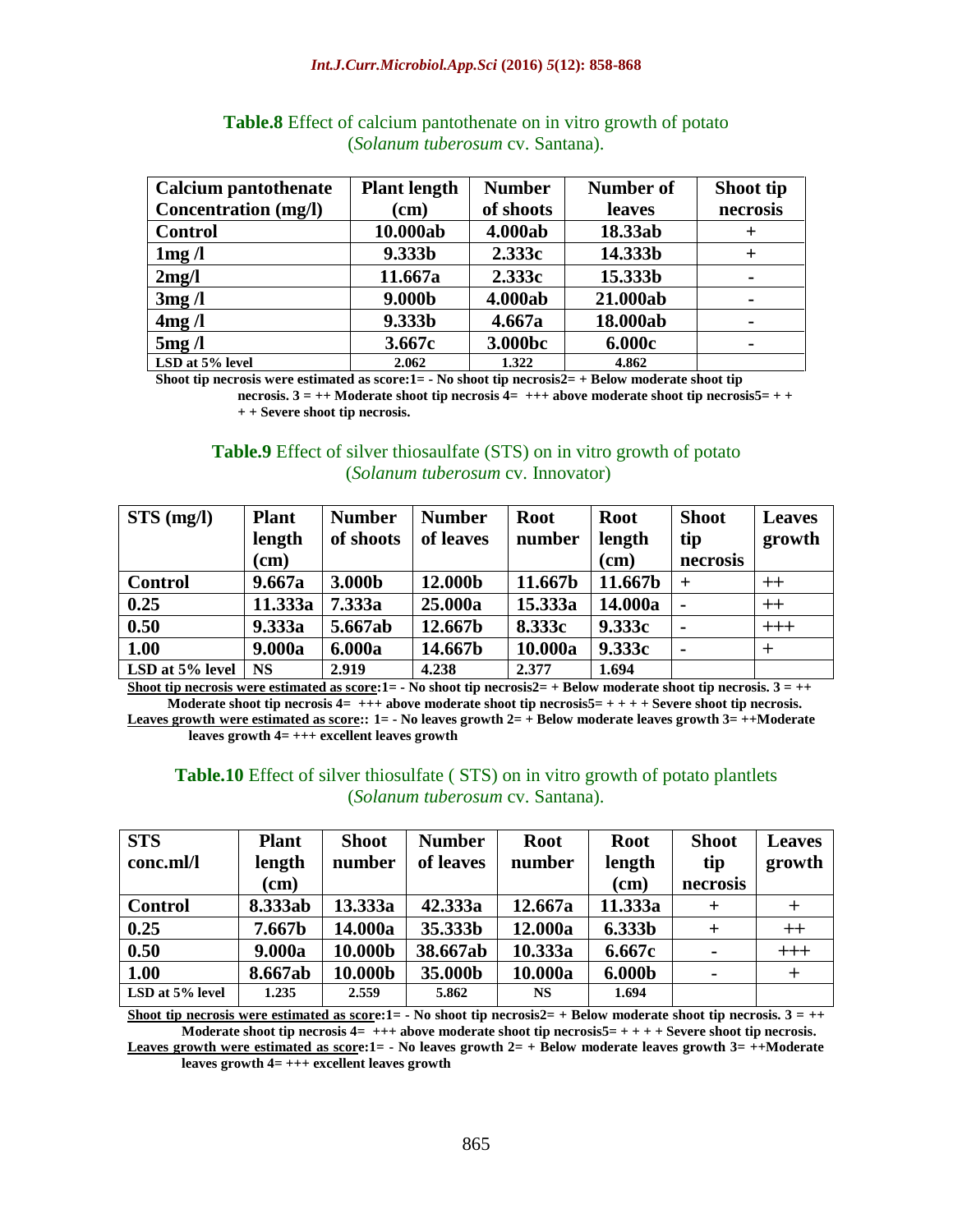**Table.8** Effect of calcium pantothenate on in vitro growth of potato (*Solanum tuberosum* cv. Santana).

| Calcium pantothenate Concentration (mg/l) | Plant length (cm) | Number of shoots | Number of leaves | Shoot tip necrosis |
|---|---|---|---|---|
| Control | 10.000ab | 4.000ab | 18.33ab | + |
| 1mg /l | 9.333b | 2.333c | 14.333b | + |
| 2mg/l | 11.667a | 2.333c | 15.333b | - |
| 3mg /l | 9.000b | 4.000ab | 21.000ab | - |
| 4mg /l | 9.333b | 4.667a | 18.000ab | - |
| 5mg /l | 3.667c | 3.000bc | 6.000c | - |
| LSD at 5% level | 2.062 | 1.322 | 4.862 | |

**Shoot tip necrosis were estimated as score:1= - No shoot tip necrosis2= + Below moderate shoot tip necrosis. 3 = ++ Moderate shoot tip necrosis 4= +++ above moderate shoot tip necrosis5= + + + + Severe shoot tip necrosis.**

**Table.9** Effect of silver thiosaulfate (STS) on in vitro growth of potato (*Solanum tuberosum* cv. Innovator)

| STS (mg/l) | Plant length (cm) | Number of shoots | Number of leaves | Root number | Root length (cm) | Shoot tip necrosis | Leaves growth |
|---|---|---|---|---|---|---|---|
| Control | 9.667a | 3.000b | 12.000b | 11.667b | 11.667b | + | ++ |
| 0.25 | 11.333a | 7.333a | 25.000a | 15.333a | 14.000a | - | ++ |
| 0.50 | 9.333a | 5.667ab | 12.667b | 8.333c | 9.333c | - | +++ |
| 1.00 | 9.000a | 6.000a | 14.667b | 10.000a | 9.333c | - | + |
| LSD at 5% level | NS | 2.919 | 4.238 | 2.377 | 1.694 | | |

**Shoot tip necrosis were estimated as score:1= - No shoot tip necrosis2= + Below moderate shoot tip necrosis. 3 = ++ Moderate shoot tip necrosis 4= +++ above moderate shoot tip necrosis5= + + + + Severe shoot tip necrosis.**
**Leaves growth were estimated as score:: 1= - No leaves growth 2= + Below moderate leaves growth 3= ++Moderate leaves growth 4= +++ excellent leaves growth**

**Table.10** Effect of silver thiosulfate ( STS) on in vitro growth of potato plantlets (*Solanum tuberosum* cv. Santana).

| STS conc.ml/l | Plant length (cm) | Shoot number | Number of leaves | Root number | Root length (cm) | Shoot tip necrosis | Leaves growth |
|---|---|---|---|---|---|---|---|
| Control | 8.333ab | 13.333a | 42.333a | 12.667a | 11.333a | + | + |
| 0.25 | 7.667b | 14.000a | 35.333b | 12.000a | 6.333b | + | ++ |
| 0.50 | 9.000a | 10.000b | 38.667ab | 10.333a | 6.667c | - | +++ |
| 1.00 | 8.667ab | 10.000b | 35.000b | 10.000a | 6.000b | - | + |
| LSD at 5% level | 1.235 | 2.559 | 5.862 | NS | 1.694 | | |

**Shoot tip necrosis were estimated as score:1= - No shoot tip necrosis2= + Below moderate shoot tip necrosis. 3 = ++ Moderate shoot tip necrosis 4= +++ above moderate shoot tip necrosis5= + + + + Severe shoot tip necrosis.**
**Leaves growth were estimated as score:1= - No leaves growth 2= + Below moderate leaves growth 3= ++Moderate leaves growth 4= +++ excellent leaves growth**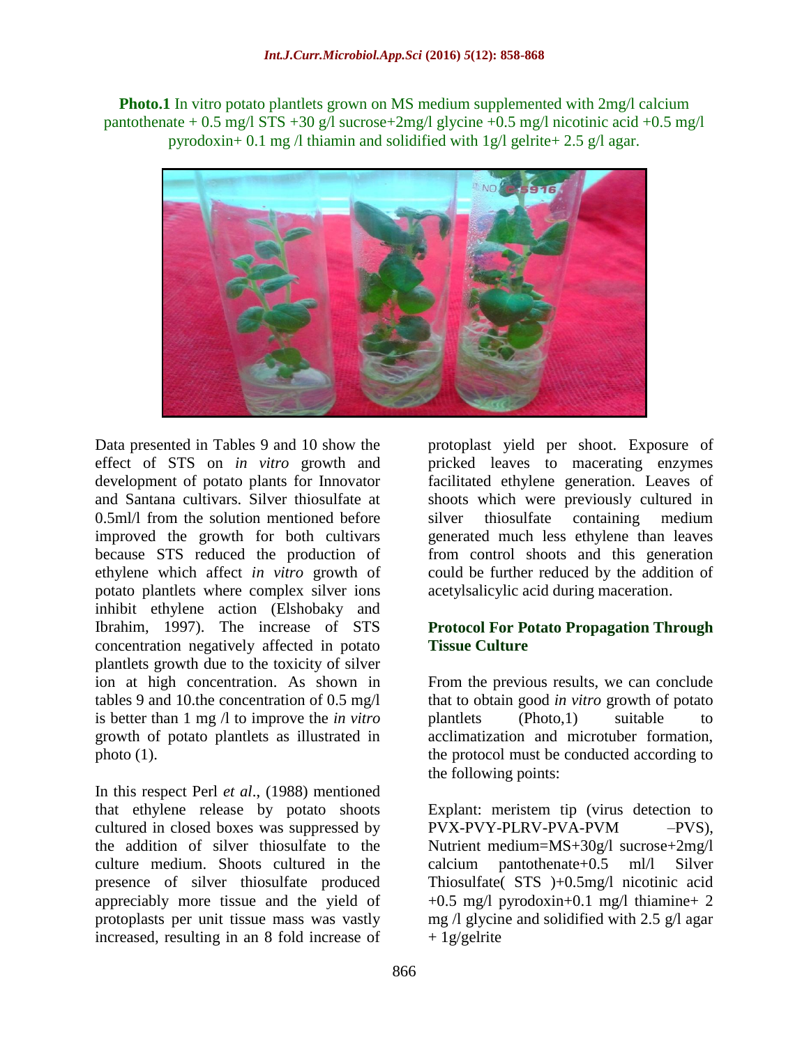**Photo.1** In vitro potato plantlets grown on MS medium supplemented with 2mg/l calcium pantothenate + 0.5 mg/l STS +30 g/l sucrose+2mg/l glycine +0.5 mg/l nicotinic acid +0.5 mg/l pyrodoxin+ 0.1 mg /l thiamin and solidified with 1g/l gelrite+ 2.5 g/l agar.

Data presented in Tables 9 and 10 show the effect of STS on *in vitro* growth and development of potato plants for Innovator and Santana cultivars. Silver thiosulfate at 0.5ml/l from the solution mentioned before improved the growth for both cultivars because STS reduced the production of ethylene which affect *in vitro* growth of potato plantlets where complex silver ions inhibit ethylene action (Elshobaky and Ibrahim, 1997). The increase of STS concentration negatively affected in potato plantlets growth due to the toxicity of silver ion at high concentration. As shown in tables 9 and 10.the concentration of 0.5 mg/l is better than 1 mg /l to improve the *in vitro* growth of potato plantlets as illustrated in photo (1).

In this respect Perl *et al*., (1988) mentioned that ethylene release by potato shoots cultured in closed boxes was suppressed by the addition of silver thiosulfate to the culture medium. Shoots cultured in the presence of silver thiosulfate produced appreciably more tissue and the yield of protoplasts per unit tissue mass was vastly increased, resulting in an 8 fold increase of protoplast yield per shoot. Exposure of pricked leaves to macerating enzymes facilitated ethylene generation. Leaves of shoots which were previously cultured in silver thiosulfate containing medium generated much less ethylene than leaves from control shoots and this generation could be further reduced by the addition of acetylsalicylic acid during maceration.

## Protocol For Potato Propagation Through Tissue Culture

From the previous results, we can conclude that to obtain good *in vitro* growth of potato plantlets (Photo,1) suitable to acclimatization and microtuber formation, the protocol must be conducted according to the following points:

Explant: meristem tip (virus detection to PVX-PVY-PLRV-PVA-PVM –PVS), Nutrient medium=MS+30g/l sucrose+2mg/l calcium pantothenate+0.5 ml/l Silver Thiosulfate( STS )+0.5mg/l nicotinic acid +0.5 mg/l pyrodoxin+0.1 mg/l thiamine+ 2 mg /l glycine and solidified with 2.5 g/l agar + 1g/gelrite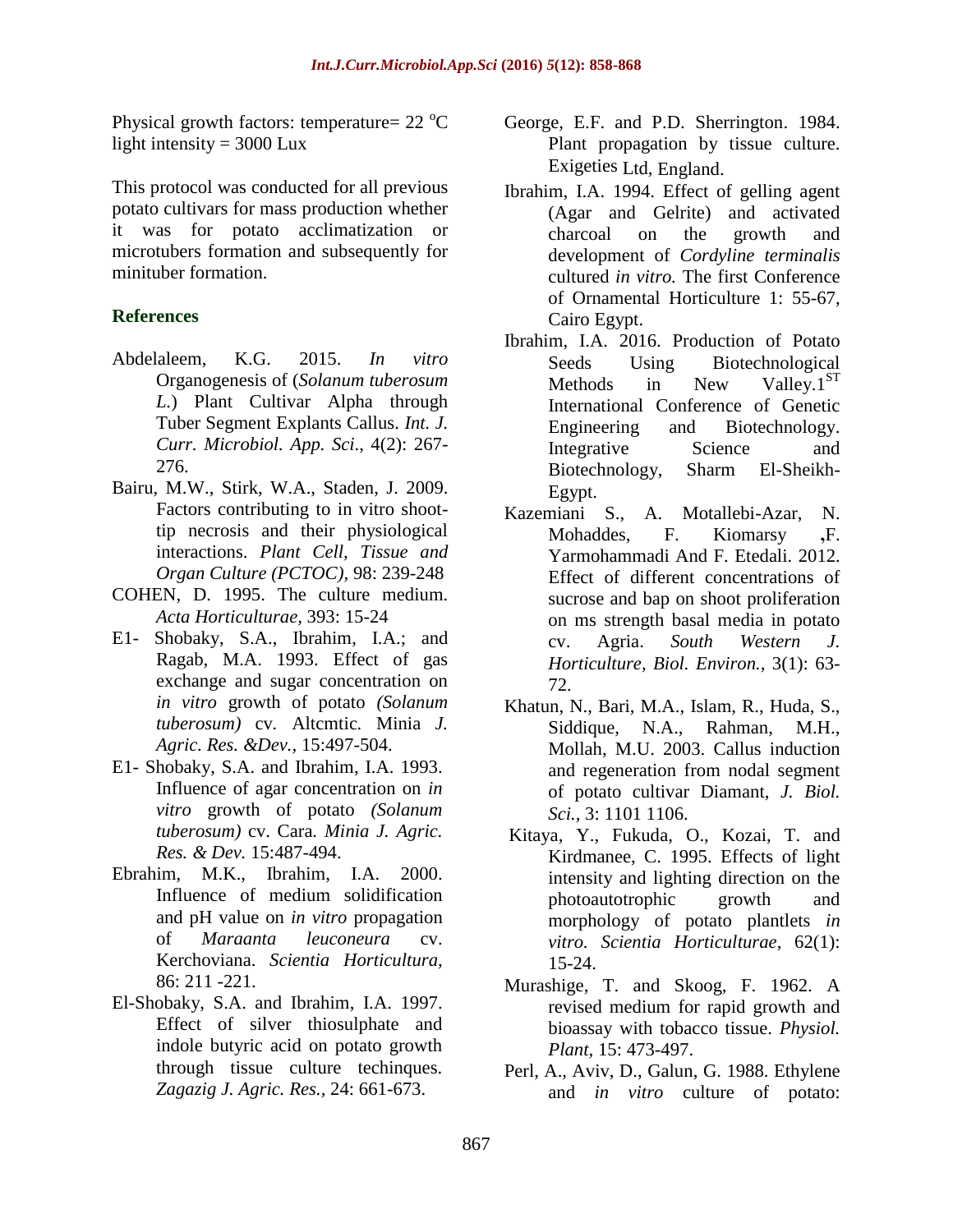Physical growth factors: temperature= 22 °C light intensity = 3000 Lux

This protocol was conducted for all previous potato cultivars for mass production whether it was for potato acclimatization or microtubers formation and subsequently for minituber formation.

## References

Abdelaleem, K.G. 2015. *In vitro* Organogenesis of (*Solanum tuberosum L.*) Plant Cultivar Alpha through Tuber Segment Explants Callus. *Int. J. Curr. Microbiol. App. Sci*., 4(2): 267-276.

Bairu, M.W., Stirk, W.A., Staden, J. 2009. Factors contributing to in vitro shoot-tip necrosis and their physiological interactions. *Plant Cell, Tissue and Organ Culture (PCTOC)*, 98: 239-248

COHEN, D. 1995. The culture medium. *Acta Horticulturae*, 393: 15-24

E1- Shobaky, S.A., Ibrahim, I.A.; and Ragab, M.A. 1993. Effect of gas exchange and sugar concentration on *in vitro* growth of potato *(Solanum tuberosum)* cv. Altcmtic. Minia *J. Agric. Res. &Dev.*, 15:497-504.

E1- Shobaky, S.A. and Ibrahim, I.A. 1993. Influence of agar concentration on *in vitro* growth of potato *(Solanum tuberosum)* cv. Cara. *Minia J. Agric. Res. & Dev.* 15:487-494.

Ebrahim, M.K., Ibrahim, I.A. 2000. Influence of medium solidification and pH value on *in vitro* propagation of *Maraanta leuconeura* cv. Kerchoviana. *Scientia Horticultura*, 86: 211 -221.

El-Shobaky, S.A. and Ibrahim, I.A. 1997. Effect of silver thiosulphate and indole butyric acid on potato growth through tissue culture techinques. *Zagazig J. Agric. Res.*, 24: 661-673.

George, E.F. and P.D. Sherrington. 1984. Plant propagation by tissue culture. Exigeties Ltd, England.

Ibrahim, I.A. 1994. Effect of gelling agent (Agar and Gelrite) and activated charcoal on the growth and development of *Cordyline terminalis* cultured *in vitro*. The first Conference of Ornamental Horticulture 1: 55-67, Cairo Egypt.

Ibrahim, I.A. 2016. Production of Potato Seeds Using Biotechnological Methods in New Valley.1ST International Conference of Genetic Engineering and Biotechnology. Integrative Science and Biotechnology, Sharm El-Sheikh-Egypt.

Kazemiani S., A. Motallebi-Azar, N. Mohaddes, F. Kiomarsy ,F. Yarmohammadi And F. Etedali. 2012. Effect of different concentrations of sucrose and bap on shoot proliferation on ms strength basal media in potato cv. Agria. *South Western J. Horticulture, Biol. Environ.*, 3(1): 63-72.

Khatun, N., Bari, M.A., Islam, R., Huda, S., Siddique, N.A., Rahman, M.H., Mollah, M.U. 2003. Callus induction and regeneration from nodal segment of potato cultivar Diamant, *J. Biol. Sci.*, 3: 1101 1106.

Kitaya, Y., Fukuda, O., Kozai, T. and Kirdmanee, C. 1995. Effects of light intensity and lighting direction on the photoautotrophic growth and morphology of potato plantlets *in vitro*. *Scientia Horticulturae*, 62(1): 15-24.

Murashige, T. and Skoog, F. 1962. A revised medium for rapid growth and bioassay with tobacco tissue. *Physiol. Plant*, 15: 473-497.

Perl, A., Aviv, D., Galun, G. 1988. Ethylene and *in vitro* culture of potato: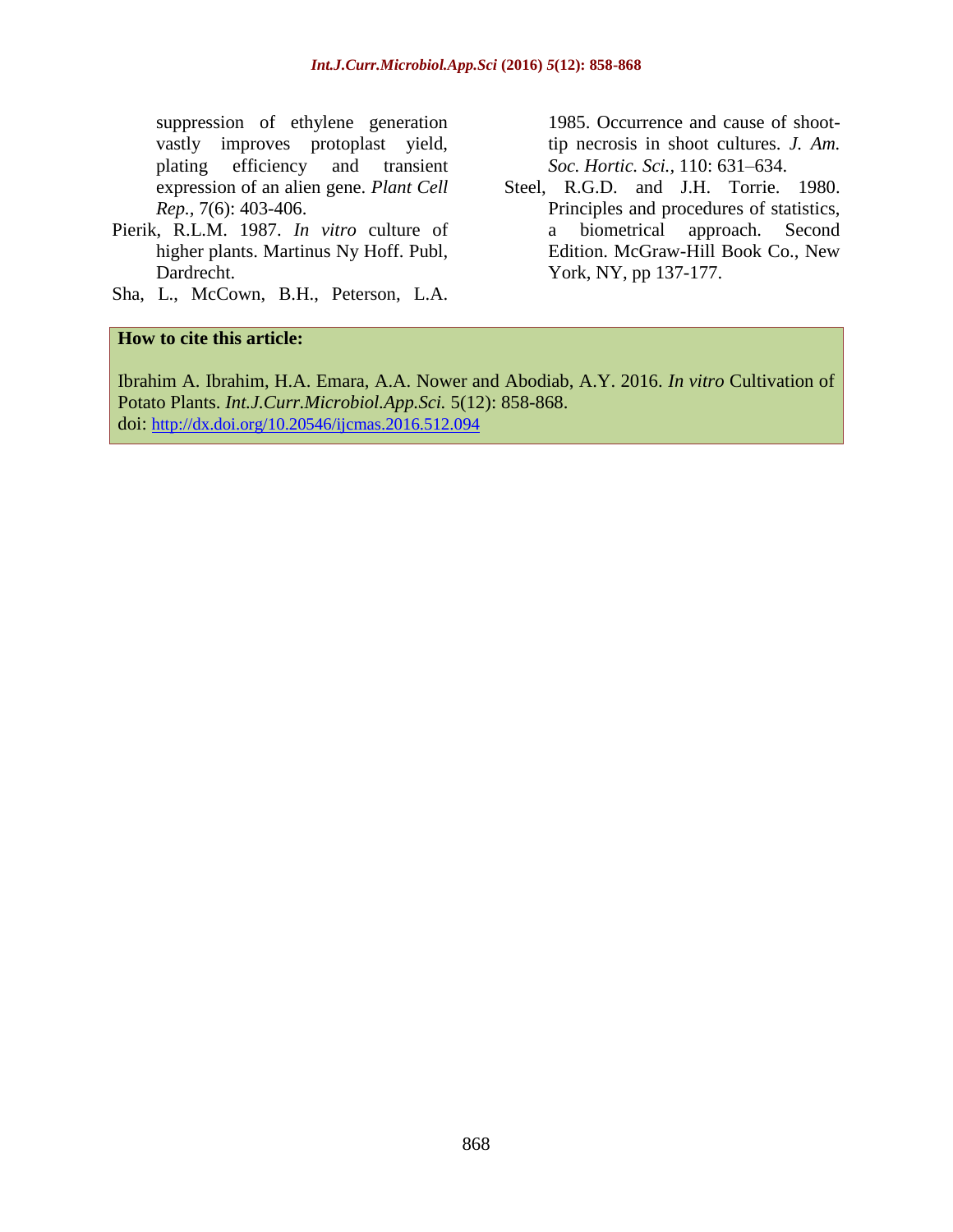suppression of ethylene generation vastly improves protoplast yield, plating efficiency and transient expression of an alien gene. *Plant Cell Rep.*, 7(6): 403-406.

Pierik, R.L.M. 1987. *In vitro* culture of higher plants. Martinus Ny Hoff. Publ, Dardrecht.

Sha, L., McCown, B.H., Peterson, L.A. 1985. Occurrence and cause of shoot-tip necrosis in shoot cultures. *J. Am. Soc. Hortic. Sci.*, 110: 631–634.

Steel, R.G.D. and J.H. Torrie. 1980. Principles and procedures of statistics, a biometrical approach. Second Edition. McGraw-Hill Book Co., New York, NY, pp 137-177.

**How to cite this article:**

Ibrahim A. Ibrahim, H.A. Emara, A.A. Nower and Abodiab, A.Y. 2016. *In vitro* Cultivation of Potato Plants. *Int.J.Curr.Microbiol.App.Sci.* 5(12): 858-868.
doi: http://dx.doi.org/10.20546/ijcmas.2016.512.094